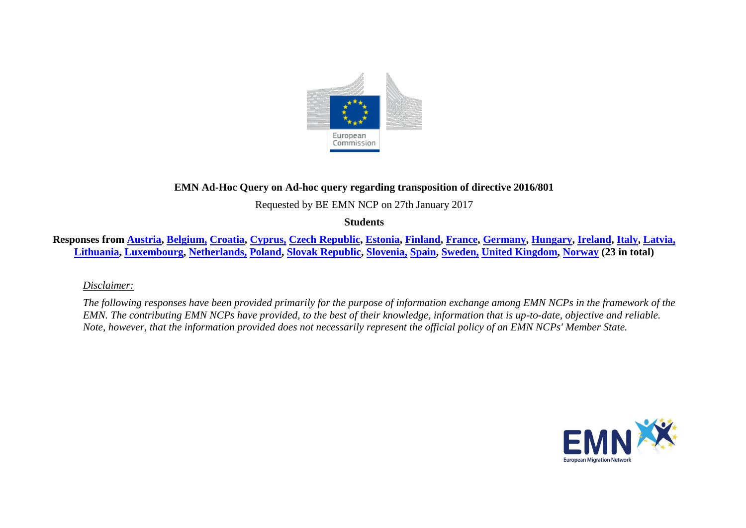**EMN Ad-Hoc Query on Ad-hoc query regarding transposition of directive 2016/801**

Requested by BE EMN NCP on 27th January 2017

**Students**

**Responses from Austria, Belgium, Croatia, Cyprus, Czech Republic, Estonia, Finland, France, Germany, Hungary, Ireland, Italy, Latvia, Lithuania, Luxembourg, Netherlands, Poland, Slovak Republic, Slovenia, Spain, Sweden, United Kingdom, Norway (23 in total)**

*Disclaimer:*

*The following responses have been provided primarily for the purpose of information exchange among EMN NCPs in the framework of the EMN. The contributing EMN NCPs have provided, to the best of their knowledge, information that is up-to-date, objective and reliable. Note, however, that the information provided does not necessarily represent the official policy of an EMN NCPs' Member State.*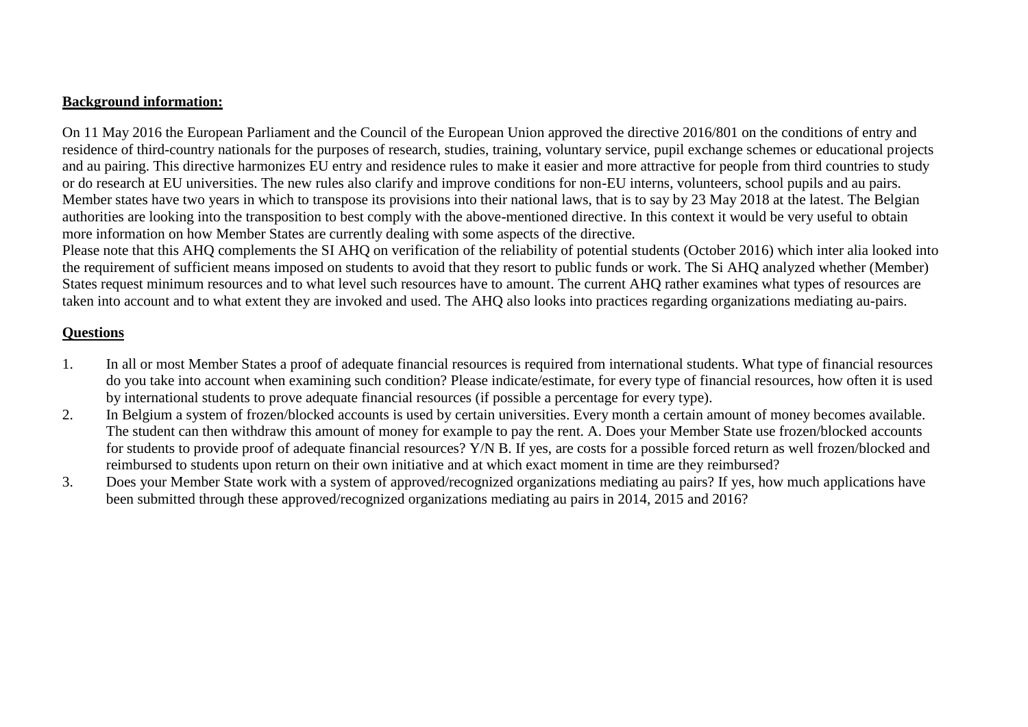**Background information:**

On 11 May 2016 the European Parliament and the Council of the European Union approved the directive 2016/801 on the conditions of entry and residence of third-country nationals for the purposes of research, studies, training, voluntary service, pupil exchange schemes or educational projects and au pairing. This directive harmonizes EU entry and residence rules to make it easier and more attractive for people from third countries to study or do research at EU universities. The new rules also clarify and improve conditions for non-EU interns, volunteers, school pupils and au pairs. Member states have two years in which to transpose its provisions into their national laws, that is to say by 23 May 2018 at the latest. The Belgian authorities are looking into the transposition to best comply with the above-mentioned directive. In this context it would be very useful to obtain more information on how Member States are currently dealing with some aspects of the directive.
Please note that this AHQ complements the SI AHQ on verification of the reliability of potential students (October 2016) which inter alia looked into the requirement of sufficient means imposed on students to avoid that they resort to public funds or work. The Si AHQ analyzed whether (Member) States request minimum resources and to what level such resources have to amount. The current AHQ rather examines what types of resources are taken into account and to what extent they are invoked and used. The AHQ also looks into practices regarding organizations mediating au-pairs.

**Questions**

1. In all or most Member States a proof of adequate financial resources is required from international students. What type of financial resources do you take into account when examining such condition? Please indicate/estimate, for every type of financial resources, how often it is used by international students to prove adequate financial resources (if possible a percentage for every type).
2. In Belgium a system of frozen/blocked accounts is used by certain universities. Every month a certain amount of money becomes available. The student can then withdraw this amount of money for example to pay the rent. A. Does your Member State use frozen/blocked accounts for students to provide proof of adequate financial resources? Y/N B. If yes, are costs for a possible forced return as well frozen/blocked and reimbursed to students upon return on their own initiative and at which exact moment in time are they reimbursed?
3. Does your Member State work with a system of approved/recognized organizations mediating au pairs? If yes, how much applications have been submitted through these approved/recognized organizations mediating au pairs in 2014, 2015 and 2016?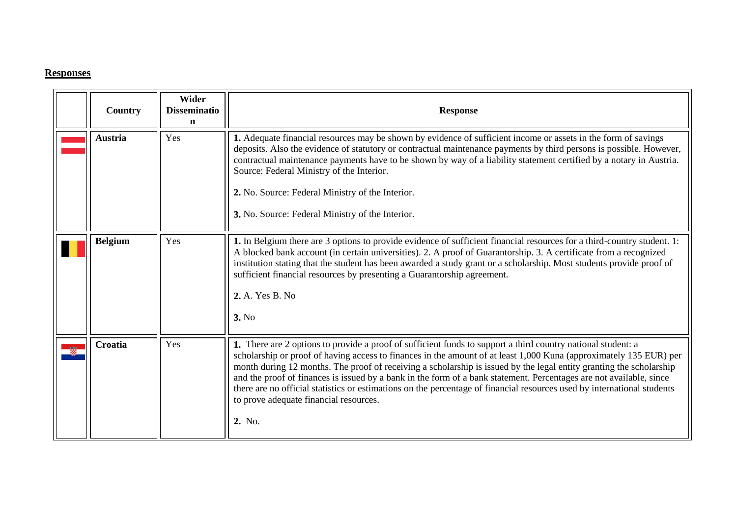## Responses

| | Country | Wider Dissemination | Response |
|---|---|---|---|
| | **Austria** | Yes | **1.** Adequate financial resources may be shown by evidence of sufficient income or assets in the form of savings deposits. Also the evidence of statutory or contractual maintenance payments by third persons is possible. However, contractual maintenance payments have to be shown by way of a liability statement certified by a notary in Austria. Source: Federal Ministry of the Interior.<br><br>**2.** No. Source: Federal Ministry of the Interior.<br><br>**3.** No. Source: Federal Ministry of the Interior. |
| | **Belgium** | Yes | **1.** In Belgium there are 3 options to provide evidence of sufficient financial resources for a third-country student. 1: A blocked bank account (in certain universities). 2. A proof of Guarantorship. 3. A certificate from a recognized institution stating that the student has been awarded a study grant or a scholarship. Most students provide proof of sufficient financial resources by presenting a Guarantorship agreement.<br><br>**2.** A. Yes B. No<br><br>**3.** No |
| | **Croatia** | Yes | **1.** There are 2 options to provide a proof of sufficient funds to support a third country national student: a scholarship or proof of having access to finances in the amount of at least 1,000 Kuna (approximately 135 EUR) per month during 12 months. The proof of receiving a scholarship is issued by the legal entity granting the scholarship and the proof of finances is issued by a bank in the form of a bank statement. Percentages are not available, since there are no official statistics or estimations on the percentage of financial resources used by international students to prove adequate financial resources.<br><br>**2.** No. |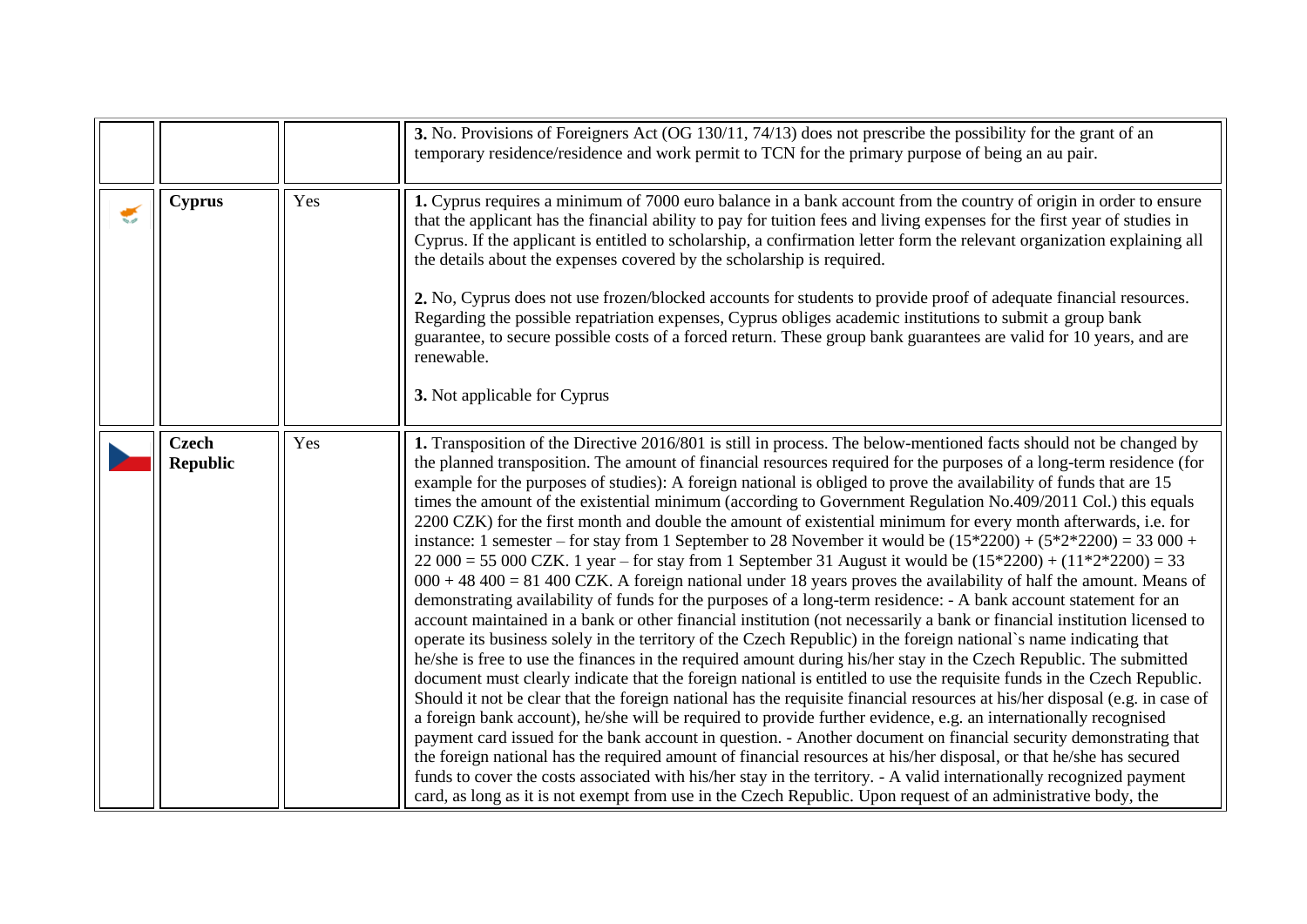| | | | |
|---|---|---|---|
| | | | **3.** No. Provisions of Foreigners Act (OG 130/11, 74/13) does not prescribe the possibility for the grant of an temporary residence/residence and work permit to TCN for the primary purpose of being an au pair. |
| | **Cyprus** | Yes | **1.** Cyprus requires a minimum of 7000 euro balance in a bank account from the country of origin in order to ensure that the applicant has the financial ability to pay for tuition fees and living expenses for the first year of studies in Cyprus. If the applicant is entitled to scholarship, a confirmation letter form the relevant organization explaining all the details about the expenses covered by the scholarship is required.<br><br>**2.** No, Cyprus does not use frozen/blocked accounts for students to provide proof of adequate financial resources. Regarding the possible repatriation expenses, Cyprus obliges academic institutions to submit a group bank guarantee, to secure possible costs of a forced return. These group bank guarantees are valid for 10 years, and are renewable.<br><br>**3.** Not applicable for Cyprus |
| | **Czech Republic** | Yes | **1.** Transposition of the Directive 2016/801 is still in process. The below-mentioned facts should not be changed by the planned transposition. The amount of financial resources required for the purposes of a long-term residence (for example for the purposes of studies): A foreign national is obliged to prove the availability of funds that are 15 times the amount of the existential minimum (according to Government Regulation No.409/2011 Col.) this equals 2200 CZK) for the first month and double the amount of existential minimum for every month afterwards, i.e. for instance: 1 semester – for stay from 1 September to 28 November it would be (15*2200) + (5*2*2200) = 33 000 + 22 000 = 55 000 CZK. 1 year – for stay from 1 September 31 August it would be (15*2200) + (11*2*2200) = 33 000 + 48 400 = 81 400 CZK. A foreign national under 18 years proves the availability of half the amount. Means of demonstrating availability of funds for the purposes of a long-term residence: - A bank account statement for an account maintained in a bank or other financial institution (not necessarily a bank or financial institution licensed to operate its business solely in the territory of the Czech Republic) in the foreign national`s name indicating that he/she is free to use the finances in the required amount during his/her stay in the Czech Republic. The submitted document must clearly indicate that the foreign national is entitled to use the requisite funds in the Czech Republic. Should it not be clear that the foreign national has the requisite financial resources at his/her disposal (e.g. in case of a foreign bank account), he/she will be required to provide further evidence, e.g. an internationally recognised payment card issued for the bank account in question. - Another document on financial security demonstrating that the foreign national has the required amount of financial resources at his/her disposal, or that he/she has secured funds to cover the costs associated with his/her stay in the territory. - A valid internationally recognized payment card, as long as it is not exempt from use in the Czech Republic. Upon request of an administrative body, the |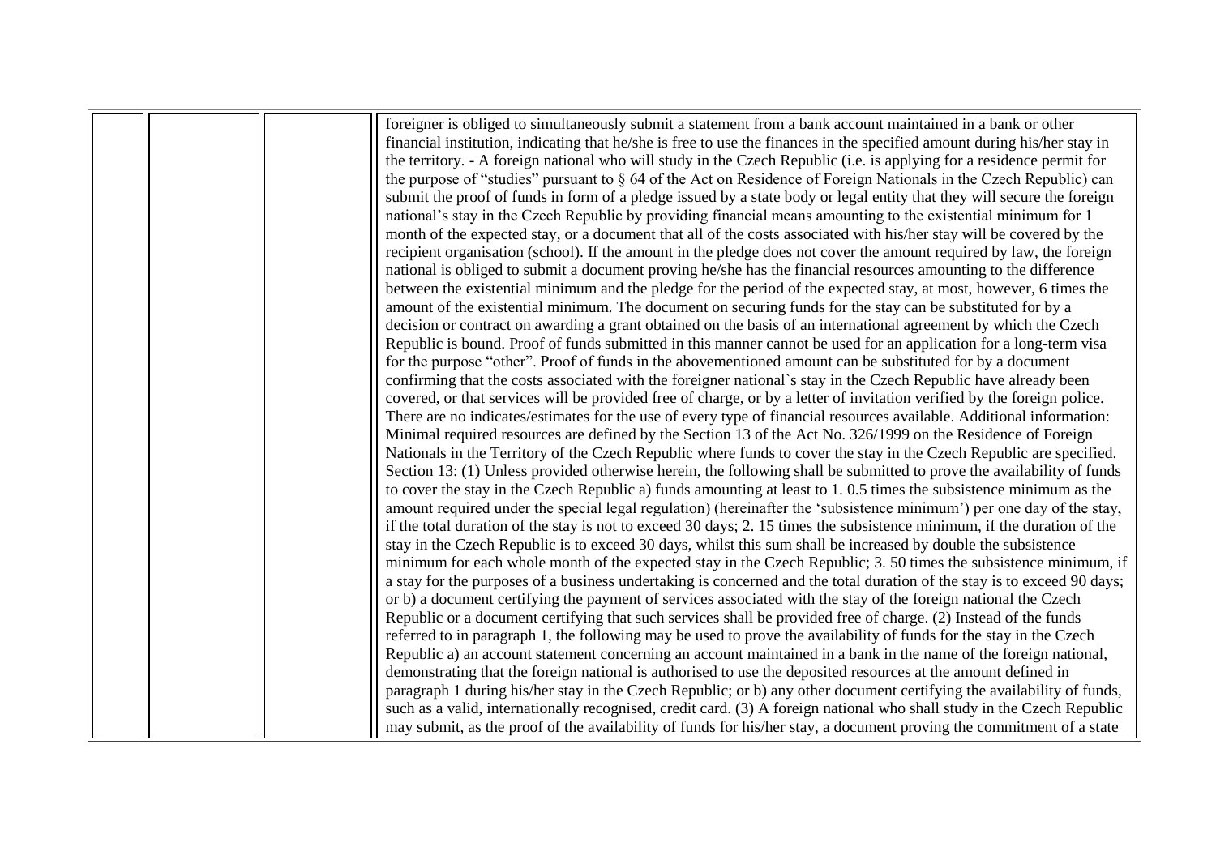|  |  |  | foreigner is obliged to simultaneously submit a statement from a bank account maintained in a bank or other financial institution, indicating that he/she is free to use the finances in the specified amount during his/her stay in the territory. - A foreign national who will study in the Czech Republic (i.e. is applying for a residence permit for the purpose of "studies" pursuant to § 64 of the Act on Residence of Foreign Nationals in the Czech Republic) can submit the proof of funds in form of a pledge issued by a state body or legal entity that they will secure the foreign national's stay in the Czech Republic by providing financial means amounting to the existential minimum for 1 month of the expected stay, or a document that all of the costs associated with his/her stay will be covered by the recipient organisation (school). If the amount in the pledge does not cover the amount required by law, the foreign national is obliged to submit a document proving he/she has the financial resources amounting to the difference between the existential minimum and the pledge for the period of the expected stay, at most, however, 6 times the amount of the existential minimum. The document on securing funds for the stay can be substituted for by a decision or contract on awarding a grant obtained on the basis of an international agreement by which the Czech Republic is bound. Proof of funds submitted in this manner cannot be used for an application for a long-term visa for the purpose "other". Proof of funds in the abovementioned amount can be substituted for by a document confirming that the costs associated with the foreigner national`s stay in the Czech Republic have already been covered, or that services will be provided free of charge, or by a letter of invitation verified by the foreign police. There are no indicates/estimates for the use of every type of financial resources available. Additional information: Minimal required resources are defined by the Section 13 of the Act No. 326/1999 on the Residence of Foreign Nationals in the Territory of the Czech Republic where funds to cover the stay in the Czech Republic are specified. Section 13: (1) Unless provided otherwise herein, the following shall be submitted to prove the availability of funds to cover the stay in the Czech Republic a) funds amounting at least to 1. 0.5 times the subsistence minimum as the amount required under the special legal regulation) (hereinafter the 'subsistence minimum') per one day of the stay, if the total duration of the stay is not to exceed 30 days; 2. 15 times the subsistence minimum, if the duration of the stay in the Czech Republic is to exceed 30 days, whilst this sum shall be increased by double the subsistence minimum for each whole month of the expected stay in the Czech Republic; 3. 50 times the subsistence minimum, if a stay for the purposes of a business undertaking is concerned and the total duration of the stay is to exceed 90 days; or b) a document certifying the payment of services associated with the stay of the foreign national the Czech Republic or a document certifying that such services shall be provided free of charge. (2) Instead of the funds referred to in paragraph 1, the following may be used to prove the availability of funds for the stay in the Czech Republic a) an account statement concerning an account maintained in a bank in the name of the foreign national, demonstrating that the foreign national is authorised to use the deposited resources at the amount defined in paragraph 1 during his/her stay in the Czech Republic; or b) any other document certifying the availability of funds, such as a valid, internationally recognised, credit card. (3) A foreign national who shall study in the Czech Republic may submit, as the proof of the availability of funds for his/her stay, a document proving the commitment of a state |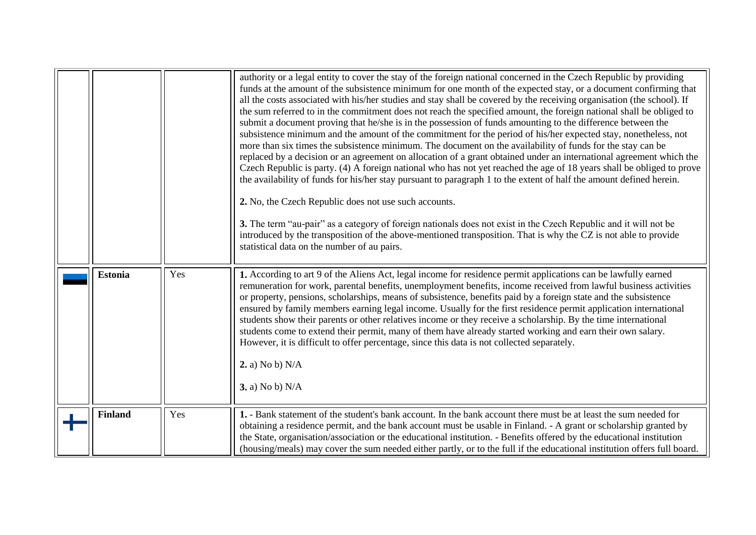| | | | |
|---|---|---|---|
| | | | authority or a legal entity to cover the stay of the foreign national concerned in the Czech Republic by providing funds at the amount of the subsistence minimum for one month of the expected stay, or a document confirming that all the costs associated with his/her studies and stay shall be covered by the receiving organisation (the school). If the sum referred to in the commitment does not reach the specified amount, the foreign national shall be obliged to submit a document proving that he/she is in the possession of funds amounting to the difference between the subsistence minimum and the amount of the commitment for the period of his/her expected stay, nonetheless, not more than six times the subsistence minimum. The document on the availability of funds for the stay can be replaced by a decision or an agreement on allocation of a grant obtained under an international agreement which the Czech Republic is party. (4) A foreign national who has not yet reached the age of 18 years shall be obliged to prove the availability of funds for his/her stay pursuant to paragraph 1 to the extent of half the amount defined herein.<br><br>**2.** No, the Czech Republic does not use such accounts.<br><br>**3.** The term "au-pair" as a category of foreign nationals does not exist in the Czech Republic and it will not be introduced by the transposition of the above-mentioned transposition. That is why the CZ is not able to provide statistical data on the number of au pairs. |
| | **Estonia** | Yes | **1.** According to art 9 of the Aliens Act, legal income for residence permit applications can be lawfully earned remuneration for work, parental benefits, unemployment benefits, income received from lawful business activities or property, pensions, scholarships, means of subsistence, benefits paid by a foreign state and the subsistence ensured by family members earning legal income. Usually for the first residence permit application international students show their parents or other relatives income or they receive a scholarship. By the time international students come to extend their permit, many of them have already started working and earn their own salary. However, it is difficult to offer percentage, since this data is not collected separately.<br><br>**2.** a) No b) N/A<br><br>**3.** a) No b) N/A |
| | **Finland** | Yes | **1.** - Bank statement of the student's bank account. In the bank account there must be at least the sum needed for obtaining a residence permit, and the bank account must be usable in Finland. - A grant or scholarship granted by the State, organisation/association or the educational institution. - Benefits offered by the educational institution (housing/meals) may cover the sum needed either partly, or to the full if the educational institution offers full board. |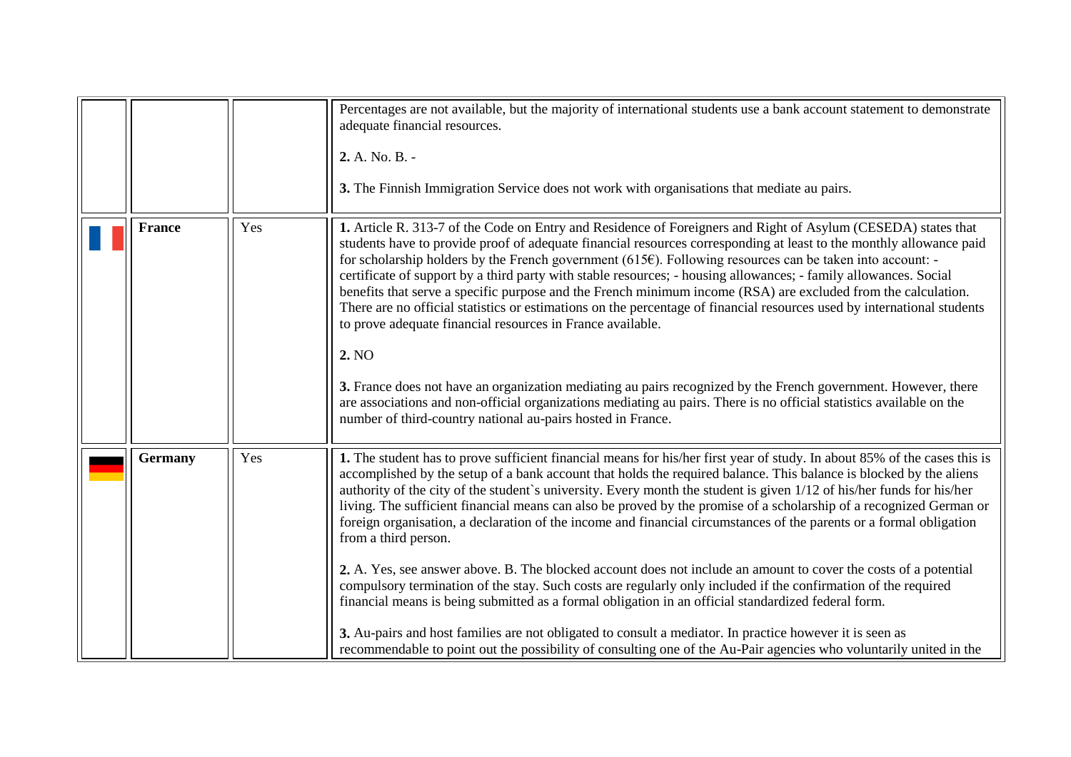|  |  |  |  |
|---|---|---|---|
|  |  |  | Percentages are not available, but the majority of international students use a bank account statement to demonstrate adequate financial resources.<br><br>**2.** A. No. B. -<br><br>**3.** The Finnish Immigration Service does not work with organisations that mediate au pairs. |
|  | **France** | Yes | **1.** Article R. 313-7 of the Code on Entry and Residence of Foreigners and Right of Asylum (CESEDA) states that students have to provide proof of adequate financial resources corresponding at least to the monthly allowance paid for scholarship holders by the French government (615€). Following resources can be taken into account: - certificate of support by a third party with stable resources; - housing allowances; - family allowances. Social benefits that serve a specific purpose and the French minimum income (RSA) are excluded from the calculation. There are no official statistics or estimations on the percentage of financial resources used by international students to prove adequate financial resources in France available.<br><br>**2.** NO<br><br>**3.** France does not have an organization mediating au pairs recognized by the French government. However, there are associations and non-official organizations mediating au pairs. There is no official statistics available on the number of third-country national au-pairs hosted in France. |
|  | **Germany** | Yes | **1.** The student has to prove sufficient financial means for his/her first year of study. In about 85% of the cases this is accomplished by the setup of a bank account that holds the required balance. This balance is blocked by the aliens authority of the city of the student`s university. Every month the student is given 1/12 of his/her funds for his/her living. The sufficient financial means can also be proved by the promise of a scholarship of a recognized German or foreign organisation, a declaration of the income and financial circumstances of the parents or a formal obligation from a third person.<br><br>**2.** A. Yes, see answer above. B. The blocked account does not include an amount to cover the costs of a potential compulsory termination of the stay. Such costs are regularly only included if the confirmation of the required financial means is being submitted as a formal obligation in an official standardized federal form.<br><br>**3.** Au-pairs and host families are not obligated to consult a mediator. In practice however it is seen as recommendable to point out the possibility of consulting one of the Au-Pair agencies who voluntarily united in the |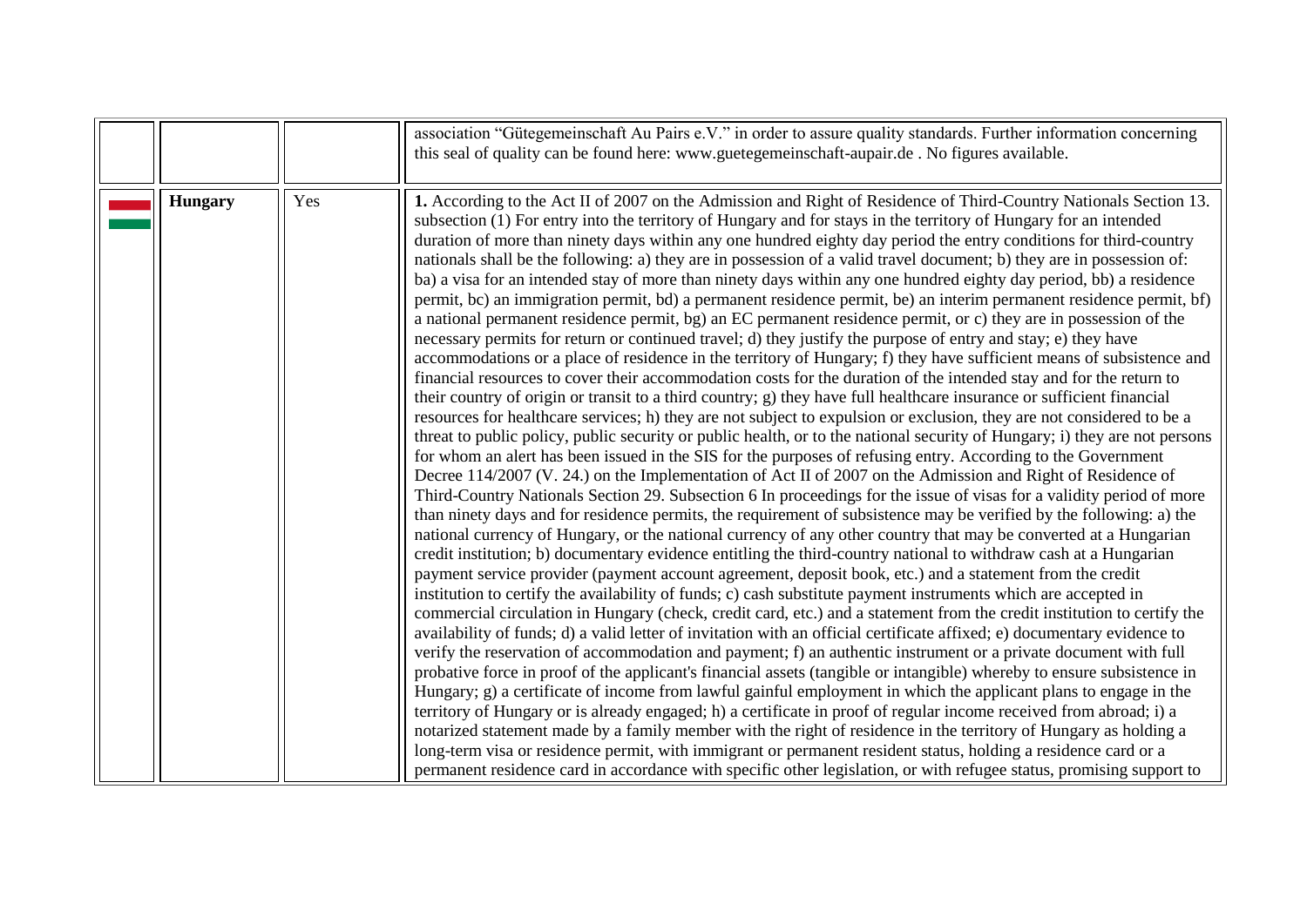| | | | |
|---|---|---|---|
| | | | association "Gütegemeinschaft Au Pairs e.V." in order to assure quality standards. Further information concerning this seal of quality can be found here: www.guetegemeinschaft-aupair.de . No figures available. |
| | **Hungary** | Yes | **1.** According to the Act II of 2007 on the Admission and Right of Residence of Third-Country Nationals Section 13. subsection (1) For entry into the territory of Hungary and for stays in the territory of Hungary for an intended duration of more than ninety days within any one hundred eighty day period the entry conditions for third-country nationals shall be the following: a) they are in possession of a valid travel document; b) they are in possession of: ba) a visa for an intended stay of more than ninety days within any one hundred eighty day period, bb) a residence permit, bc) an immigration permit, bd) a permanent residence permit, be) an interim permanent residence permit, bf) a national permanent residence permit, bg) an EC permanent residence permit, or c) they are in possession of the necessary permits for return or continued travel; d) they justify the purpose of entry and stay; e) they have accommodations or a place of residence in the territory of Hungary; f) they have sufficient means of subsistence and financial resources to cover their accommodation costs for the duration of the intended stay and for the return to their country of origin or transit to a third country; g) they have full healthcare insurance or sufficient financial resources for healthcare services; h) they are not subject to expulsion or exclusion, they are not considered to be a threat to public policy, public security or public health, or to the national security of Hungary; i) they are not persons for whom an alert has been issued in the SIS for the purposes of refusing entry. According to the Government Decree 114/2007 (V. 24.) on the Implementation of Act II of 2007 on the Admission and Right of Residence of Third-Country Nationals Section 29. Subsection 6 In proceedings for the issue of visas for a validity period of more than ninety days and for residence permits, the requirement of subsistence may be verified by the following: a) the national currency of Hungary, or the national currency of any other country that may be converted at a Hungarian credit institution; b) documentary evidence entitling the third-country national to withdraw cash at a Hungarian payment service provider (payment account agreement, deposit book, etc.) and a statement from the credit institution to certify the availability of funds; c) cash substitute payment instruments which are accepted in commercial circulation in Hungary (check, credit card, etc.) and a statement from the credit institution to certify the availability of funds; d) a valid letter of invitation with an official certificate affixed; e) documentary evidence to verify the reservation of accommodation and payment; f) an authentic instrument or a private document with full probative force in proof of the applicant's financial assets (tangible or intangible) whereby to ensure subsistence in Hungary; g) a certificate of income from lawful gainful employment in which the applicant plans to engage in the territory of Hungary or is already engaged; h) a certificate in proof of regular income received from abroad; i) a notarized statement made by a family member with the right of residence in the territory of Hungary as holding a long-term visa or residence permit, with immigrant or permanent resident status, holding a residence card or a permanent residence card in accordance with specific other legislation, or with refugee status, promising support to |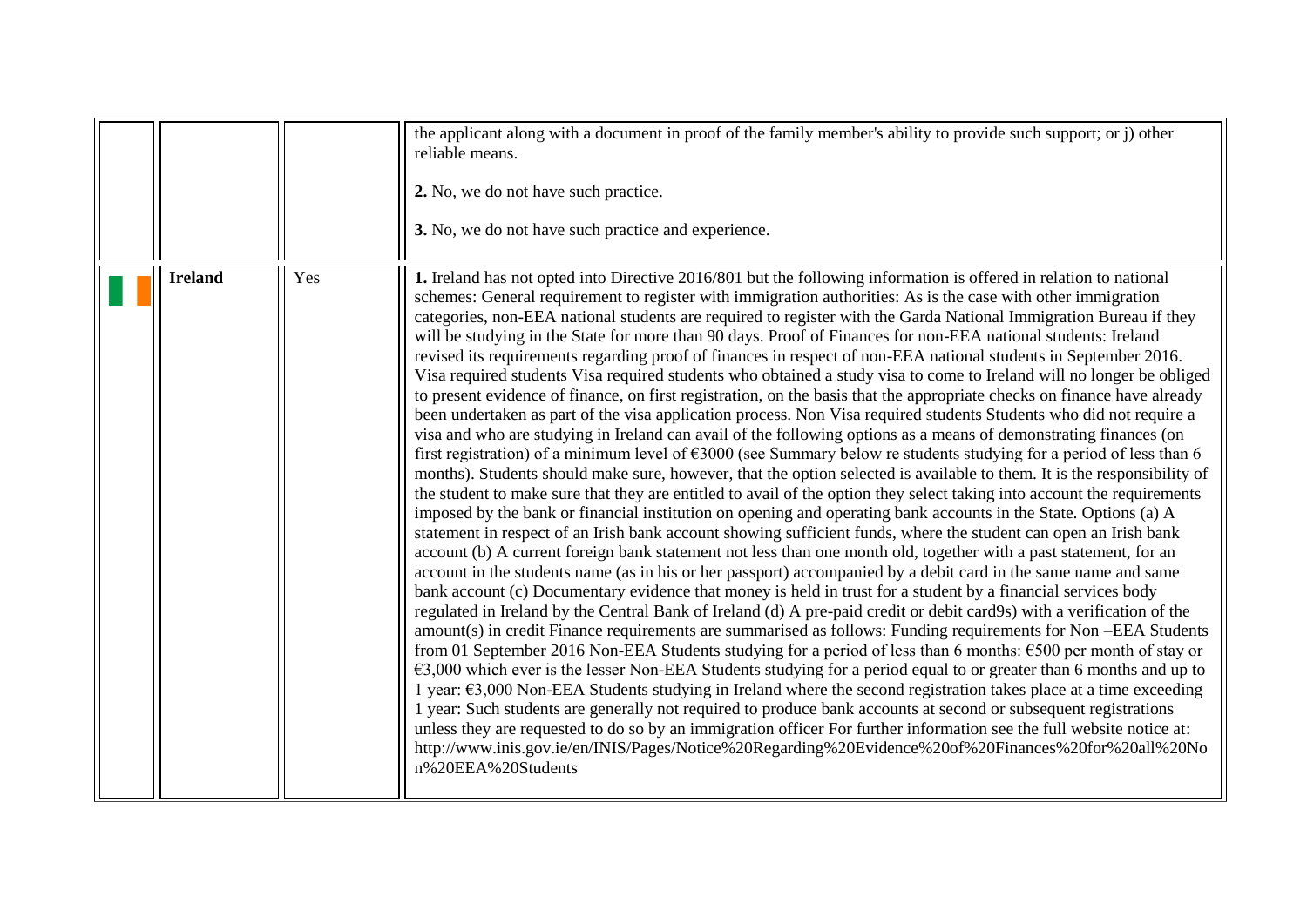| | | | |
|---|---|---|---|
| | | | the applicant along with a document in proof of the family member's ability to provide such support; or j) other reliable means.<br><br>**2.** No, we do not have such practice.<br><br>**3.** No, we do not have such practice and experience. |
| | **Ireland** | Yes | **1.** Ireland has not opted into Directive 2016/801 but the following information is offered in relation to national schemes: General requirement to register with immigration authorities: As is the case with other immigration categories, non-EEA national students are required to register with the Garda National Immigration Bureau if they will be studying in the State for more than 90 days. Proof of Finances for non-EEA national students: Ireland revised its requirements regarding proof of finances in respect of non-EEA national students in September 2016. Visa required students Visa required students who obtained a study visa to come to Ireland will no longer be obliged to present evidence of finance, on first registration, on the basis that the appropriate checks on finance have already been undertaken as part of the visa application process. Non Visa required students Students who did not require a visa and who are studying in Ireland can avail of the following options as a means of demonstrating finances (on first registration) of a minimum level of €3000 (see Summary below re students studying for a period of less than 6 months). Students should make sure, however, that the option selected is available to them. It is the responsibility of the student to make sure that they are entitled to avail of the option they select taking into account the requirements imposed by the bank or financial institution on opening and operating bank accounts in the State. Options (a) A statement in respect of an Irish bank account showing sufficient funds, where the student can open an Irish bank account (b) A current foreign bank statement not less than one month old, together with a past statement, for an account in the students name (as in his or her passport) accompanied by a debit card in the same name and same bank account (c) Documentary evidence that money is held in trust for a student by a financial services body regulated in Ireland by the Central Bank of Ireland (d) A pre-paid credit or debit card9s) with a verification of the amount(s) in credit Finance requirements are summarised as follows: Funding requirements for Non –EEA Students from 01 September 2016 Non-EEA Students studying for a period of less than 6 months: €500 per month of stay or €3,000 which ever is the lesser Non-EEA Students studying for a period equal to or greater than 6 months and up to 1 year: €3,000 Non-EEA Students studying in Ireland where the second registration takes place at a time exceeding 1 year: Such students are generally not required to produce bank accounts at second or subsequent registrations unless they are requested to do so by an immigration officer For further information see the full website notice at: http://www.inis.gov.ie/en/INIS/Pages/Notice%20Regarding%20Evidence%20of%20Finances%20for%20all%20Non%20EEA%20Students |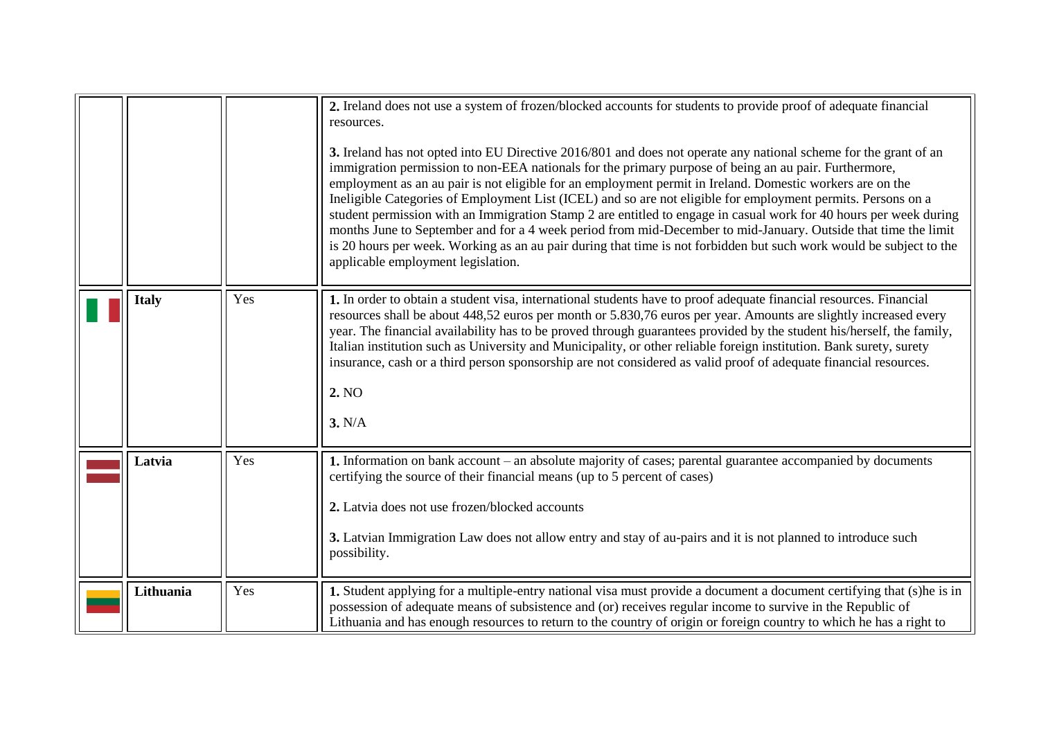|  |  |  |  |
|---|---|---|---|
|  |  |  | **2.** Ireland does not use a system of frozen/blocked accounts for students to provide proof of adequate financial resources.<br><br>**3.** Ireland has not opted into EU Directive 2016/801 and does not operate any national scheme for the grant of an immigration permission to non-EEA nationals for the primary purpose of being an au pair. Furthermore, employment as an au pair is not eligible for an employment permit in Ireland. Domestic workers are on the Ineligible Categories of Employment List (ICEL) and so are not eligible for employment permits. Persons on a student permission with an Immigration Stamp 2 are entitled to engage in casual work for 40 hours per week during months June to September and for a 4 week period from mid-December to mid-January. Outside that time the limit is 20 hours per week. Working as an au pair during that time is not forbidden but such work would be subject to the applicable employment legislation. |
|  | **Italy** | Yes | **1.** In order to obtain a student visa, international students have to proof adequate financial resources. Financial resources shall be about 448,52 euros per month or 5.830,76 euros per year. Amounts are slightly increased every year. The financial availability has to be proved through guarantees provided by the student his/herself, the family, Italian institution such as University and Municipality, or other reliable foreign institution. Bank surety, surety insurance, cash or a third person sponsorship are not considered as valid proof of adequate financial resources.<br><br>**2.** NO<br><br>**3.** N/A |
|  | **Latvia** | Yes | **1.** Information on bank account – an absolute majority of cases; parental guarantee accompanied by documents certifying the source of their financial means (up to 5 percent of cases)<br><br>**2.** Latvia does not use frozen/blocked accounts<br><br>**3.** Latvian Immigration Law does not allow entry and stay of au-pairs and it is not planned to introduce such possibility. |
|  | **Lithuania** | Yes | **1.** Student applying for a multiple-entry national visa must provide a document a document certifying that (s)he is in possession of adequate means of subsistence and (or) receives regular income to survive in the Republic of Lithuania and has enough resources to return to the country of origin or foreign country to which he has a right to |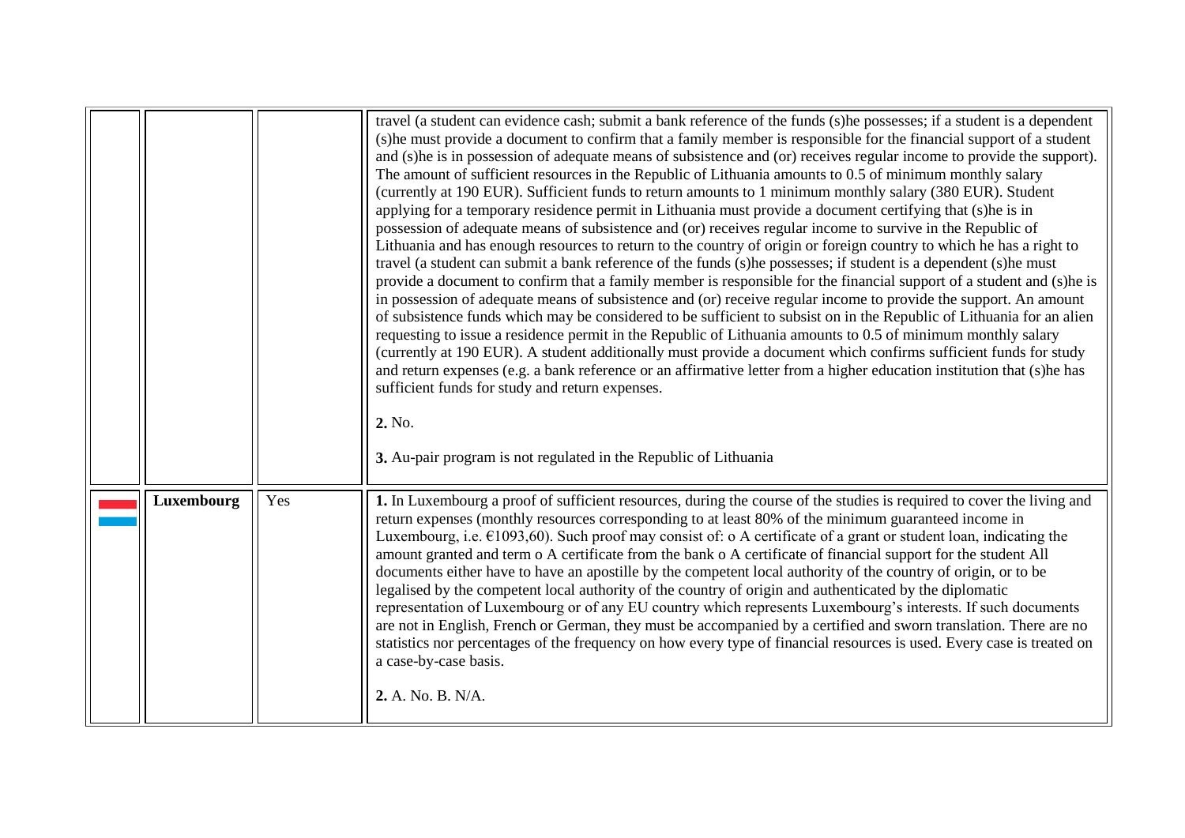| | | | |
|---|---|---|---|
| | | | travel (a student can evidence cash; submit a bank reference of the funds (s)he possesses; if a student is a dependent (s)he must provide a document to confirm that a family member is responsible for the financial support of a student and (s)he is in possession of adequate means of subsistence and (or) receives regular income to provide the support). The amount of sufficient resources in the Republic of Lithuania amounts to 0.5 of minimum monthly salary (currently at 190 EUR). Sufficient funds to return amounts to 1 minimum monthly salary (380 EUR). Student applying for a temporary residence permit in Lithuania must provide a document certifying that (s)he is in possession of adequate means of subsistence and (or) receives regular income to survive in the Republic of Lithuania and has enough resources to return to the country of origin or foreign country to which he has a right to travel (a student can submit a bank reference of the funds (s)he possesses; if student is a dependent (s)he must provide a document to confirm that a family member is responsible for the financial support of a student and (s)he is in possession of adequate means of subsistence and (or) receive regular income to provide the support. An amount of subsistence funds which may be considered to be sufficient to subsist on in the Republic of Lithuania for an alien requesting to issue a residence permit in the Republic of Lithuania amounts to 0.5 of minimum monthly salary (currently at 190 EUR). A student additionally must provide a document which confirms sufficient funds for study and return expenses (e.g. a bank reference or an affirmative letter from a higher education institution that (s)he has sufficient funds for study and return expenses.<br><br>**2.** No.<br><br>**3.** Au-pair program is not regulated in the Republic of Lithuania |
| | **Luxembourg** | Yes | **1.** In Luxembourg a proof of sufficient resources, during the course of the studies is required to cover the living and return expenses (monthly resources corresponding to at least 80% of the minimum guaranteed income in Luxembourg, i.e. €1093,60). Such proof may consist of: o A certificate of a grant or student loan, indicating the amount granted and term o A certificate from the bank o A certificate of financial support for the student All documents either have to have an apostille by the competent local authority of the country of origin, or to be legalised by the competent local authority of the country of origin and authenticated by the diplomatic representation of Luxembourg or of any EU country which represents Luxembourg's interests. If such documents are not in English, French or German, they must be accompanied by a certified and sworn translation. There are no statistics nor percentages of the frequency on how every type of financial resources is used. Every case is treated on a case-by-case basis.<br><br>**2.** A. No. B. N/A. |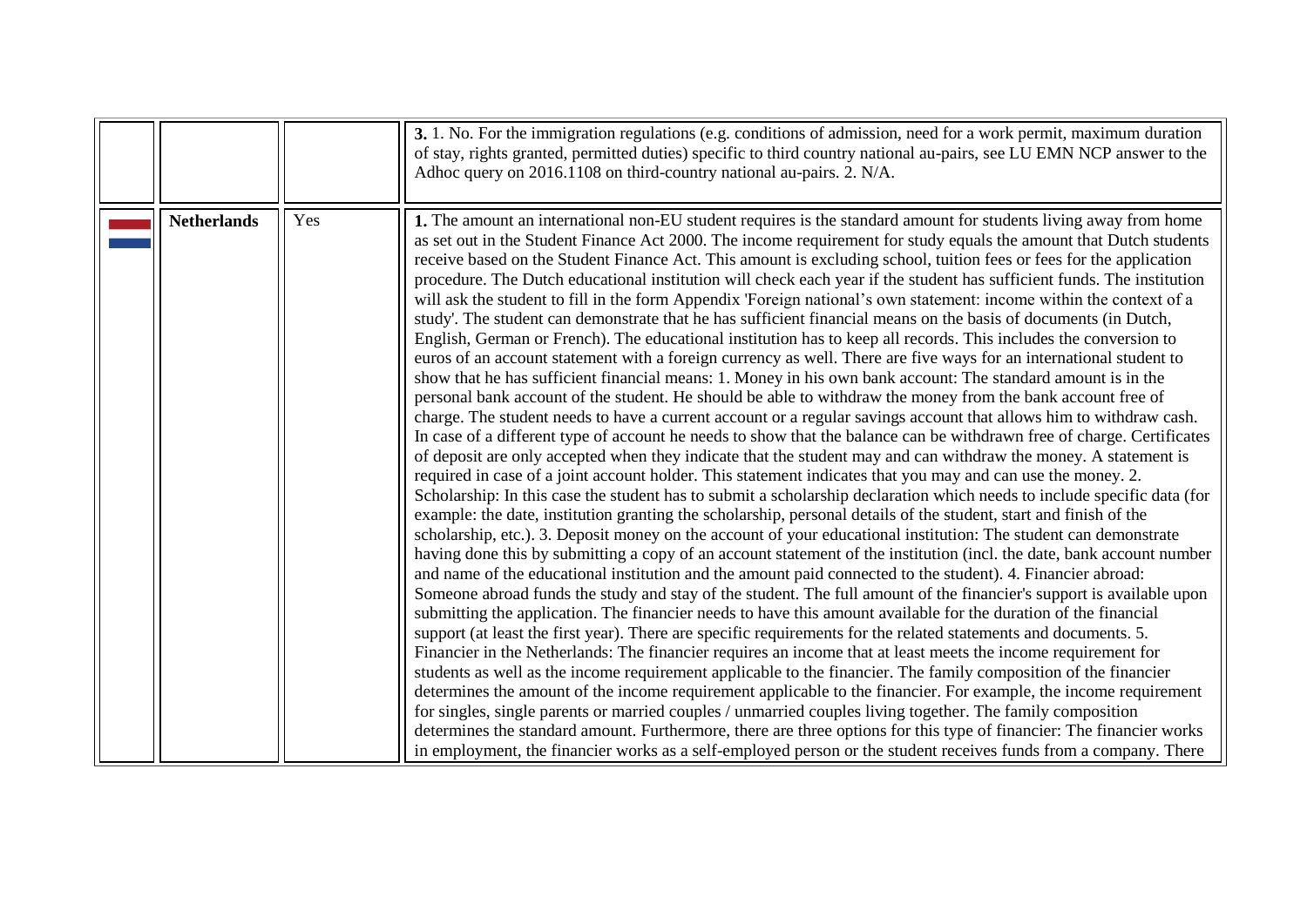| | | | |
|---|---|---|---|
| | | | **3.** 1. No. For the immigration regulations (e.g. conditions of admission, need for a work permit, maximum duration of stay, rights granted, permitted duties) specific to third country national au-pairs, see LU EMN NCP answer to the Adhoc query on 2016.1108 on third-country national au-pairs. 2. N/A. |
| | **Netherlands** | Yes | **1.** The amount an international non-EU student requires is the standard amount for students living away from home as set out in the Student Finance Act 2000. The income requirement for study equals the amount that Dutch students receive based on the Student Finance Act. This amount is excluding school, tuition fees or fees for the application procedure. The Dutch educational institution will check each year if the student has sufficient funds. The institution will ask the student to fill in the form Appendix 'Foreign national's own statement: income within the context of a study'. The student can demonstrate that he has sufficient financial means on the basis of documents (in Dutch, English, German or French). The educational institution has to keep all records. This includes the conversion to euros of an account statement with a foreign currency as well. There are five ways for an international student to show that he has sufficient financial means: 1. Money in his own bank account: The standard amount is in the personal bank account of the student. He should be able to withdraw the money from the bank account free of charge. The student needs to have a current account or a regular savings account that allows him to withdraw cash. In case of a different type of account he needs to show that the balance can be withdrawn free of charge. Certificates of deposit are only accepted when they indicate that the student may and can withdraw the money. A statement is required in case of a joint account holder. This statement indicates that you may and can use the money. 2. Scholarship: In this case the student has to submit a scholarship declaration which needs to include specific data (for example: the date, institution granting the scholarship, personal details of the student, start and finish of the scholarship, etc.). 3. Deposit money on the account of your educational institution: The student can demonstrate having done this by submitting a copy of an account statement of the institution (incl. the date, bank account number and name of the educational institution and the amount paid connected to the student). 4. Financier abroad: Someone abroad funds the study and stay of the student. The full amount of the financier's support is available upon submitting the application. The financier needs to have this amount available for the duration of the financial support (at least the first year). There are specific requirements for the related statements and documents. 5. Financier in the Netherlands: The financier requires an income that at least meets the income requirement for students as well as the income requirement applicable to the financier. The family composition of the financier determines the amount of the income requirement applicable to the financier. For example, the income requirement for singles, single parents or married couples / unmarried couples living together. The family composition determines the standard amount. Furthermore, there are three options for this type of financier: The financier works in employment, the financier works as a self-employed person or the student receives funds from a company. There |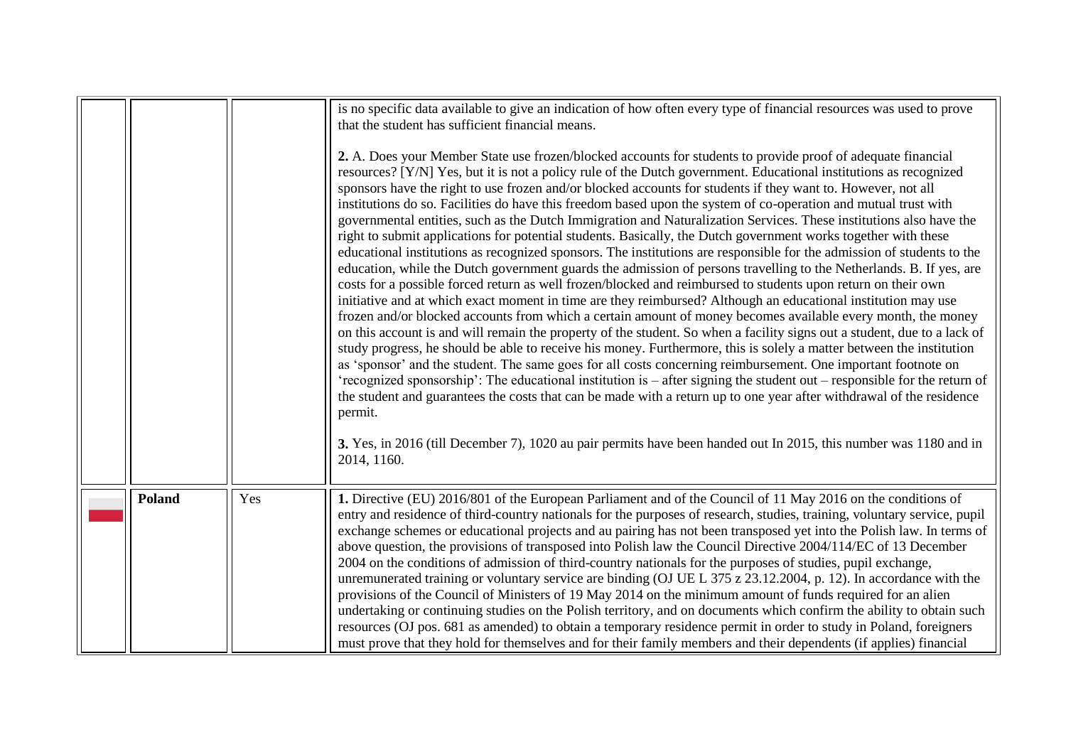| | | | |
|---|---|---|---|
| | | | is no specific data available to give an indication of how often every type of financial resources was used to prove that the student has sufficient financial means.<br><br>**2.** A. Does your Member State use frozen/blocked accounts for students to provide proof of adequate financial resources? [Y/N] Yes, but it is not a policy rule of the Dutch government. Educational institutions as recognized sponsors have the right to use frozen and/or blocked accounts for students if they want to. However, not all institutions do so. Facilities do have this freedom based upon the system of co-operation and mutual trust with governmental entities, such as the Dutch Immigration and Naturalization Services. These institutions also have the right to submit applications for potential students. Basically, the Dutch government works together with these educational institutions as recognized sponsors. The institutions are responsible for the admission of students to the education, while the Dutch government guards the admission of persons travelling to the Netherlands. B. If yes, are costs for a possible forced return as well frozen/blocked and reimbursed to students upon return on their own initiative and at which exact moment in time are they reimbursed? Although an educational institution may use frozen and/or blocked accounts from which a certain amount of money becomes available every month, the money on this account is and will remain the property of the student. So when a facility signs out a student, due to a lack of study progress, he should be able to receive his money. Furthermore, this is solely a matter between the institution as 'sponsor' and the student. The same goes for all costs concerning reimbursement. One important footnote on 'recognized sponsorship': The educational institution is – after signing the student out – responsible for the return of the student and guarantees the costs that can be made with a return up to one year after withdrawal of the residence permit.<br><br>**3.** Yes, in 2016 (till December 7), 1020 au pair permits have been handed out In 2015, this number was 1180 and in 2014, 1160. |
| | **Poland** | Yes | **1.** Directive (EU) 2016/801 of the European Parliament and of the Council of 11 May 2016 on the conditions of entry and residence of third-country nationals for the purposes of research, studies, training, voluntary service, pupil exchange schemes or educational projects and au pairing has not been transposed yet into the Polish law. In terms of above question, the provisions of transposed into Polish law the Council Directive 2004/114/EC of 13 December 2004 on the conditions of admission of third-country nationals for the purposes of studies, pupil exchange, unremunerated training or voluntary service are binding (OJ UE L 375 z 23.12.2004, p. 12). In accordance with the provisions of the Council of Ministers of 19 May 2014 on the minimum amount of funds required for an alien undertaking or continuing studies on the Polish territory, and on documents which confirm the ability to obtain such resources (OJ pos. 681 as amended) to obtain a temporary residence permit in order to study in Poland, foreigners must prove that they hold for themselves and for their family members and their dependents (if applies) financial |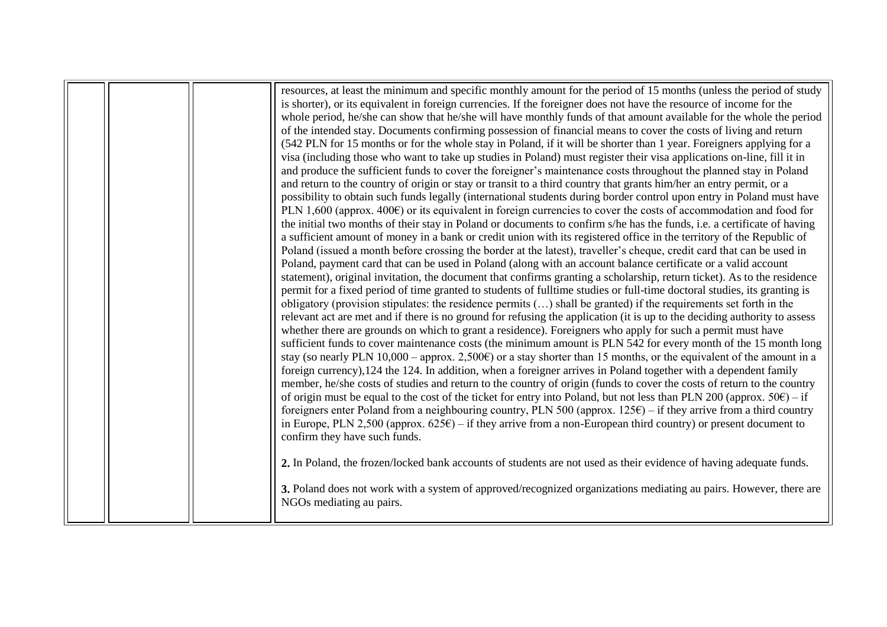| | | | |
|---|---|---|---|
| | | | resources, at least the minimum and specific monthly amount for the period of 15 months (unless the period of study is shorter), or its equivalent in foreign currencies. If the foreigner does not have the resource of income for the whole period, he/she can show that he/she will have monthly funds of that amount available for the whole the period of the intended stay. Documents confirming possession of financial means to cover the costs of living and return (542 PLN for 15 months or for the whole stay in Poland, if it will be shorter than 1 year. Foreigners applying for a visa (including those who want to take up studies in Poland) must register their visa applications on-line, fill it in and produce the sufficient funds to cover the foreigner's maintenance costs throughout the planned stay in Poland and return to the country of origin or stay or transit to a third country that grants him/her an entry permit, or a possibility to obtain such funds legally (international students during border control upon entry in Poland must have PLN 1,600 (approx. 400€) or its equivalent in foreign currencies to cover the costs of accommodation and food for the initial two months of their stay in Poland or documents to confirm s/he has the funds, i.e. a certificate of having a sufficient amount of money in a bank or credit union with its registered office in the territory of the Republic of Poland (issued a month before crossing the border at the latest), traveller's cheque, credit card that can be used in Poland, payment card that can be used in Poland (along with an account balance certificate or a valid account statement), original invitation, the document that confirms granting a scholarship, return ticket). As to the residence permit for a fixed period of time granted to students of fulltime studies or full-time doctoral studies, its granting is obligatory (provision stipulates: the residence permits (…) shall be granted) if the requirements set forth in the relevant act are met and if there is no ground for refusing the application (it is up to the deciding authority to assess whether there are grounds on which to grant a residence). Foreigners who apply for such a permit must have sufficient funds to cover maintenance costs (the minimum amount is PLN 542 for every month of the 15 month long stay (so nearly PLN 10,000 – approx. 2,500€) or a stay shorter than 15 months, or the equivalent of the amount in a foreign currency),124 the 124. In addition, when a foreigner arrives in Poland together with a dependent family member, he/she costs of studies and return to the country of origin (funds to cover the costs of return to the country of origin must be equal to the cost of the ticket for entry into Poland, but not less than PLN 200 (approx. 50€) – if foreigners enter Poland from a neighbouring country, PLN 500 (approx. 125€) – if they arrive from a third country in Europe, PLN 2,500 (approx. 625€) – if they arrive from a non-European third country) or present document to confirm they have such funds.<br><br>**2.** In Poland, the frozen/locked bank accounts of students are not used as their evidence of having adequate funds.<br><br>**3.** Poland does not work with a system of approved/recognized organizations mediating au pairs. However, there are NGOs mediating au pairs. |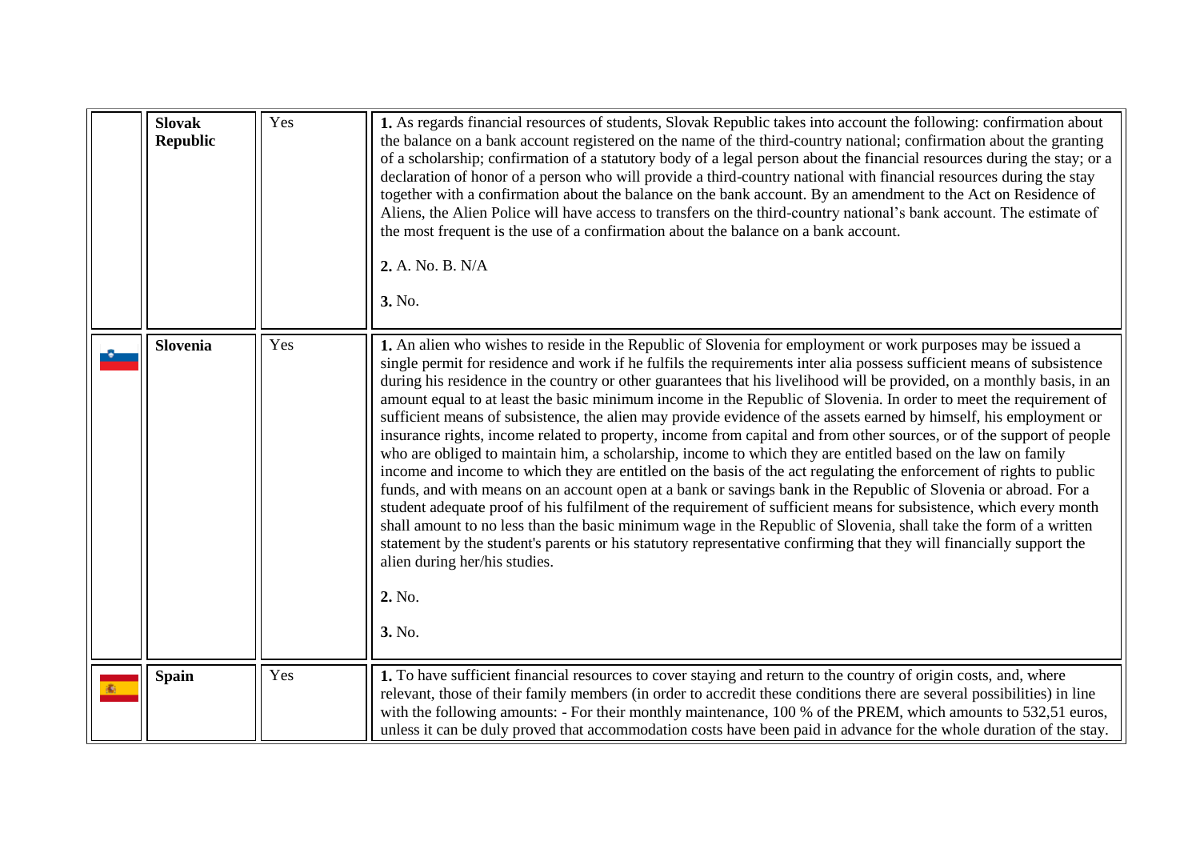| | | | |
|---|---|---|---|
| | **Slovak Republic** | Yes | **1.** As regards financial resources of students, Slovak Republic takes into account the following: confirmation about the balance on a bank account registered on the name of the third-country national; confirmation about the granting of a scholarship; confirmation of a statutory body of a legal person about the financial resources during the stay; or a declaration of honor of a person who will provide a third-country national with financial resources during the stay together with a confirmation about the balance on the bank account. By an amendment to the Act on Residence of Aliens, the Alien Police will have access to transfers on the third-country national's bank account. The estimate of the most frequent is the use of a confirmation about the balance on a bank account.<br><br>**2.** A. No. B. N/A<br><br>**3.** No. |
| | **Slovenia** | Yes | **1.** An alien who wishes to reside in the Republic of Slovenia for employment or work purposes may be issued a single permit for residence and work if he fulfils the requirements inter alia possess sufficient means of subsistence during his residence in the country or other guarantees that his livelihood will be provided, on a monthly basis, in an amount equal to at least the basic minimum income in the Republic of Slovenia. In order to meet the requirement of sufficient means of subsistence, the alien may provide evidence of the assets earned by himself, his employment or insurance rights, income related to property, income from capital and from other sources, or of the support of people who are obliged to maintain him, a scholarship, income to which they are entitled based on the law on family income and income to which they are entitled on the basis of the act regulating the enforcement of rights to public funds, and with means on an account open at a bank or savings bank in the Republic of Slovenia or abroad. For a student adequate proof of his fulfilment of the requirement of sufficient means for subsistence, which every month shall amount to no less than the basic minimum wage in the Republic of Slovenia, shall take the form of a written statement by the student's parents or his statutory representative confirming that they will financially support the alien during her/his studies.<br><br>**2.** No.<br><br>**3.** No. |
| | **Spain** | Yes | **1.** To have sufficient financial resources to cover staying and return to the country of origin costs, and, where relevant, those of their family members (in order to accredit these conditions there are several possibilities) in line with the following amounts: - For their monthly maintenance, 100 % of the PREM, which amounts to 532,51 euros, unless it can be duly proved that accommodation costs have been paid in advance for the whole duration of the stay. |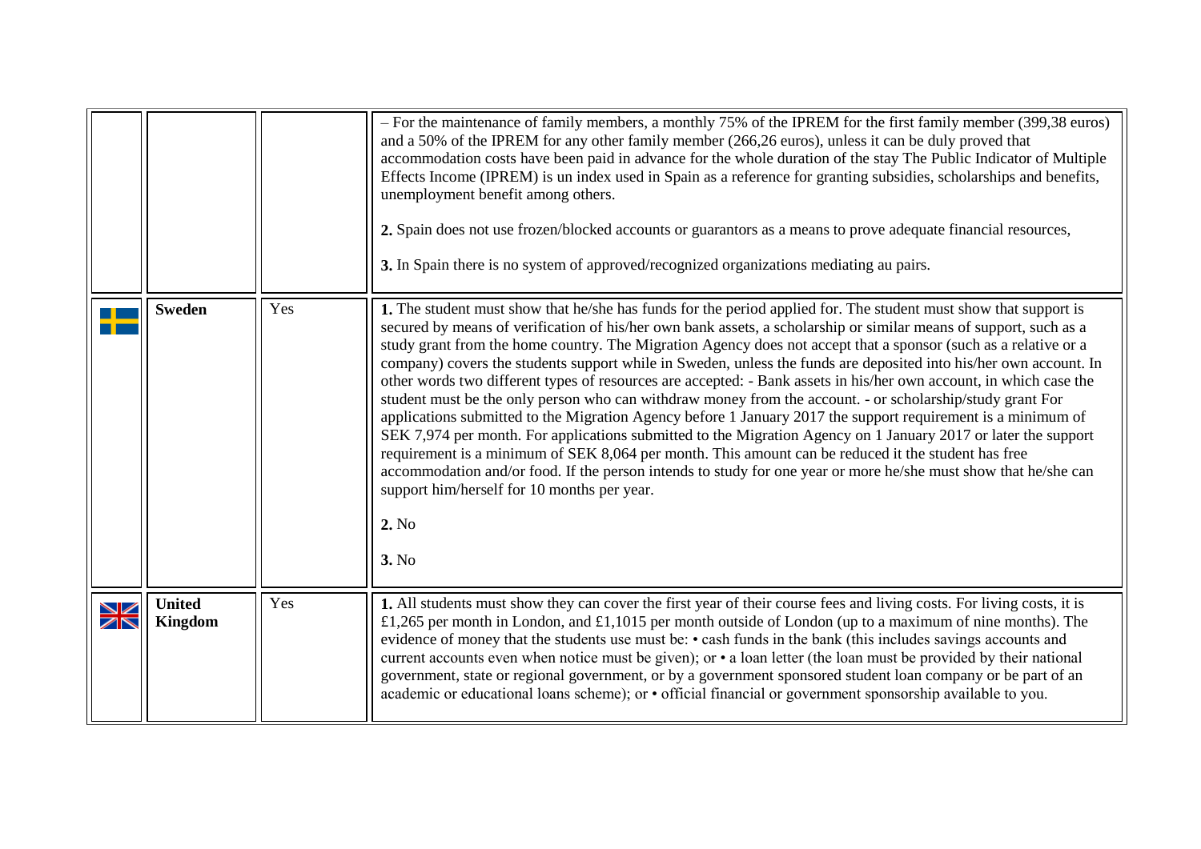| | | | |
|---|---|---|---|
| | | | – For the maintenance of family members, a monthly 75% of the IPREM for the first family member (399,38 euros) and a 50% of the IPREM for any other family member (266,26 euros), unless it can be duly proved that accommodation costs have been paid in advance for the whole duration of the stay The Public Indicator of Multiple Effects Income (IPREM) is un index used in Spain as a reference for granting subsidies, scholarships and benefits, unemployment benefit among others.<br><br>**2.** Spain does not use frozen/blocked accounts or guarantors as a means to prove adequate financial resources,<br><br>**3.** In Spain there is no system of approved/recognized organizations mediating au pairs. |
| | **Sweden** | Yes | **1.** The student must show that he/she has funds for the period applied for. The student must show that support is secured by means of verification of his/her own bank assets, a scholarship or similar means of support, such as a study grant from the home country. The Migration Agency does not accept that a sponsor (such as a relative or a company) covers the students support while in Sweden, unless the funds are deposited into his/her own account. In other words two different types of resources are accepted: - Bank assets in his/her own account, in which case the student must be the only person who can withdraw money from the account. - or scholarship/study grant For applications submitted to the Migration Agency before 1 January 2017 the support requirement is a minimum of SEK 7,974 per month. For applications submitted to the Migration Agency on 1 January 2017 or later the support requirement is a minimum of SEK 8,064 per month. This amount can be reduced it the student has free accommodation and/or food. If the person intends to study for one year or more he/she must show that he/she can support him/herself for 10 months per year.<br><br>**2.** No<br><br>**3.** No |
| | **United Kingdom** | Yes | **1.** All students must show they can cover the first year of their course fees and living costs. For living costs, it is £1,265 per month in London, and £1,1015 per month outside of London (up to a maximum of nine months). The evidence of money that the students use must be: • cash funds in the bank (this includes savings accounts and current accounts even when notice must be given); or • a loan letter (the loan must be provided by their national government, state or regional government, or by a government sponsored student loan company or be part of an academic or educational loans scheme); or • official financial or government sponsorship available to you. |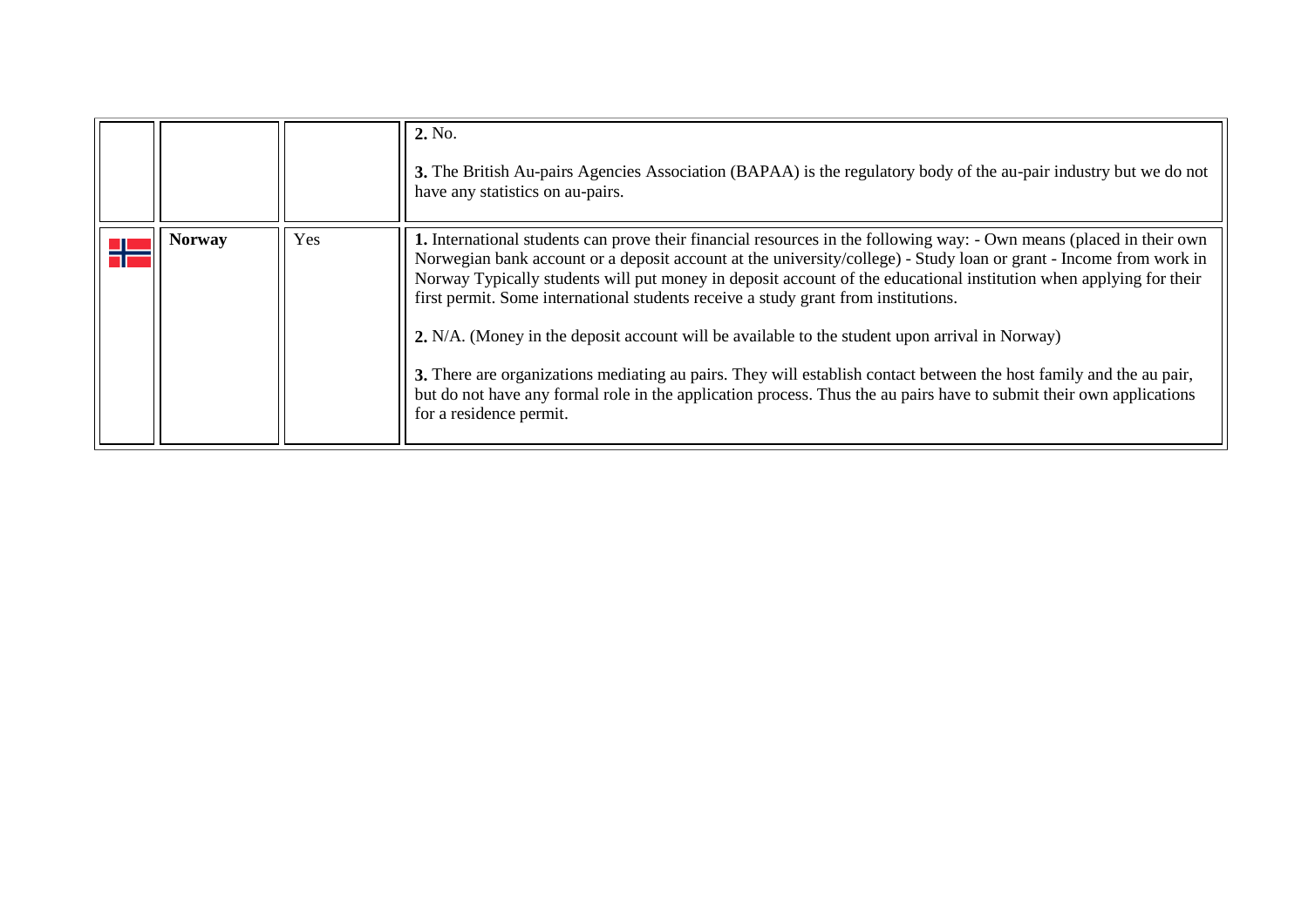| | | | |
|---|---|---|---|
| | | | **2.** No.<br><br>**3.** The British Au-pairs Agencies Association (BAPAA) is the regulatory body of the au-pair industry but we do not have any statistics on au-pairs. |
| | **Norway** | Yes | **1.** International students can prove their financial resources in the following way: - Own means (placed in their own Norwegian bank account or a deposit account at the university/college) - Study loan or grant - Income from work in Norway Typically students will put money in deposit account of the educational institution when applying for their first permit. Some international students receive a study grant from institutions.<br><br>**2.** N/A. (Money in the deposit account will be available to the student upon arrival in Norway)<br><br>**3.** There are organizations mediating au pairs. They will establish contact between the host family and the au pair, but do not have any formal role in the application process. Thus the au pairs have to submit their own applications for a residence permit. |